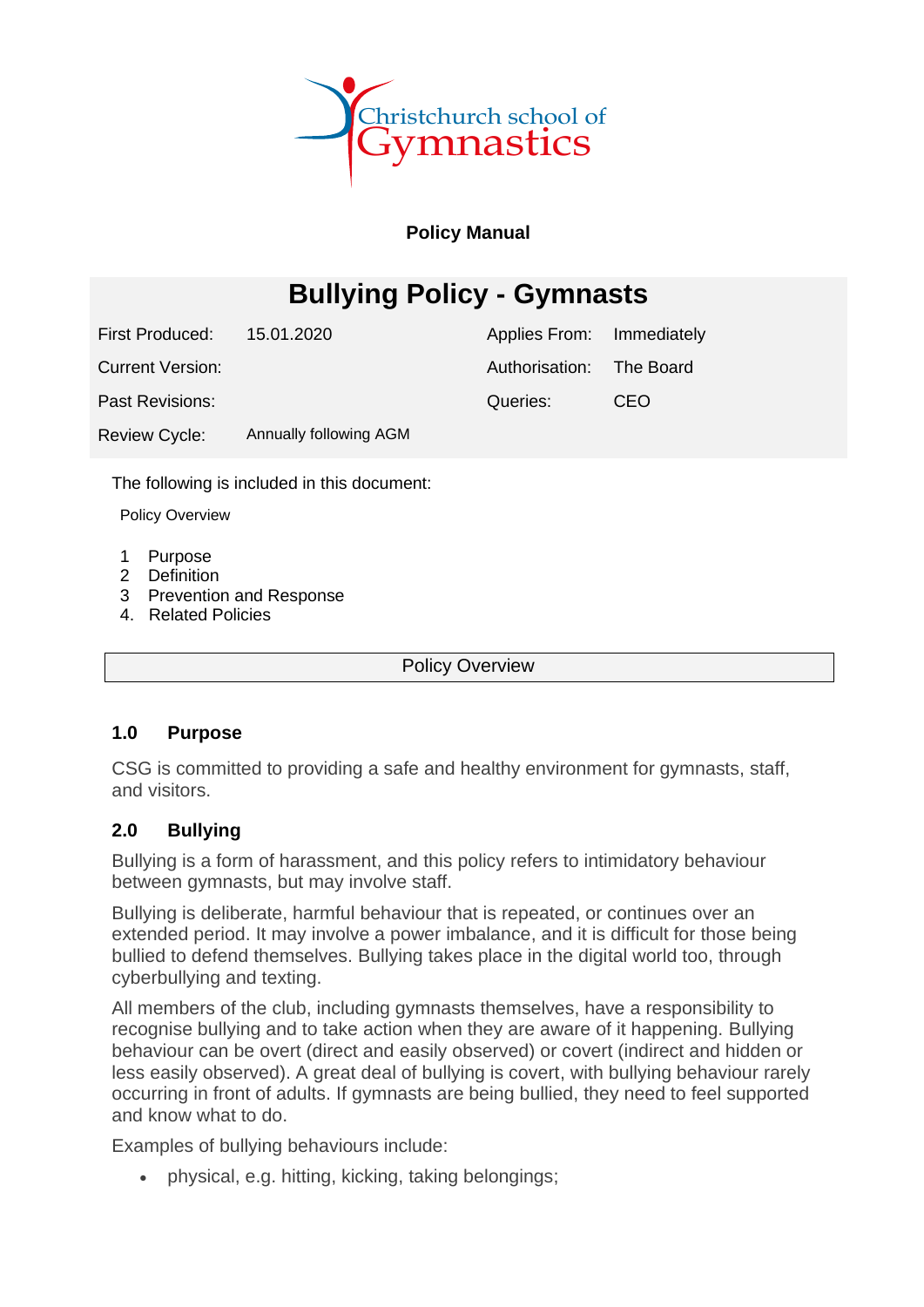Christchurch school of Gymnastics

**Policy Manual**

# Bullying Policy - Gymnasts

| | | | |
|---|---|---|---|
| First Produced: | 15.01.2020 | Applies From: | Immediately |
| Current Version: | | Authorisation: | The Board |
| Past Revisions: | | Queries: | CEO |
| Review Cycle: | Annually following AGM | | |

The following is included in this document:

Policy Overview

1 Purpose
2 Definition
3 Prevention and Response
4. Related Policies

| Policy Overview |
|---|

## 1.0 Purpose

CSG is committed to providing a safe and healthy environment for gymnasts, staff, and visitors.

## 2.0 Bullying

Bullying is a form of harassment, and this policy refers to intimidatory behaviour between gymnasts, but may involve staff.

Bullying is deliberate, harmful behaviour that is repeated, or continues over an extended period. It may involve a power imbalance, and it is difficult for those being bullied to defend themselves. Bullying takes place in the digital world too, through cyberbullying and texting.

All members of the club, including gymnasts themselves, have a responsibility to recognise bullying and to take action when they are aware of it happening. Bullying behaviour can be overt (direct and easily observed) or covert (indirect and hidden or less easily observed). A great deal of bullying is covert, with bullying behaviour rarely occurring in front of adults. If gymnasts are being bullied, they need to feel supported and know what to do.

Examples of bullying behaviours include:

- physical, e.g. hitting, kicking, taking belongings;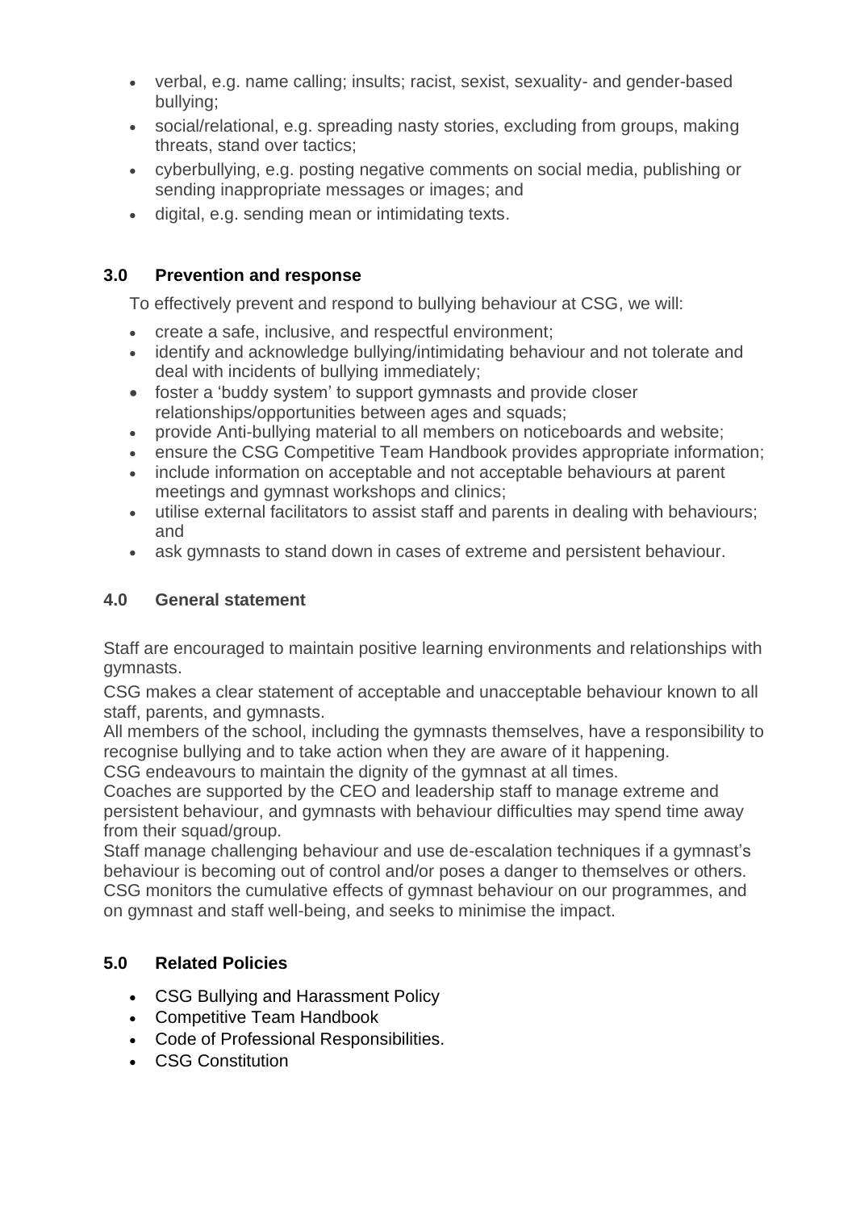- verbal, e.g. name calling; insults; racist, sexist, sexuality- and gender-based bullying;
- social/relational, e.g. spreading nasty stories, excluding from groups, making threats, stand over tactics;
- cyberbullying, e.g. posting negative comments on social media, publishing or sending inappropriate messages or images; and
- digital, e.g. sending mean or intimidating texts.

## 3.0 Prevention and response

To effectively prevent and respond to bullying behaviour at CSG, we will:

- create a safe, inclusive, and respectful environment;
- identify and acknowledge bullying/intimidating behaviour and not tolerate and deal with incidents of bullying immediately;
- foster a 'buddy system' to support gymnasts and provide closer relationships/opportunities between ages and squads;
- provide Anti-bullying material to all members on noticeboards and website;
- ensure the CSG Competitive Team Handbook provides appropriate information;
- include information on acceptable and not acceptable behaviours at parent meetings and gymnast workshops and clinics;
- utilise external facilitators to assist staff and parents in dealing with behaviours; and
- ask gymnasts to stand down in cases of extreme and persistent behaviour.

## 4.0 General statement

Staff are encouraged to maintain positive learning environments and relationships with gymnasts.

CSG makes a clear statement of acceptable and unacceptable behaviour known to all staff, parents, and gymnasts.

All members of the school, including the gymnasts themselves, have a responsibility to recognise bullying and to take action when they are aware of it happening.

CSG endeavours to maintain the dignity of the gymnast at all times.

Coaches are supported by the CEO and leadership staff to manage extreme and persistent behaviour, and gymnasts with behaviour difficulties may spend time away from their squad/group.

Staff manage challenging behaviour and use de-escalation techniques if a gymnast's behaviour is becoming out of control and/or poses a danger to themselves or others.

CSG monitors the cumulative effects of gymnast behaviour on our programmes, and on gymnast and staff well-being, and seeks to minimise the impact.

## 5.0 Related Policies

- CSG Bullying and Harassment Policy
- Competitive Team Handbook
- Code of Professional Responsibilities.
- CSG Constitution